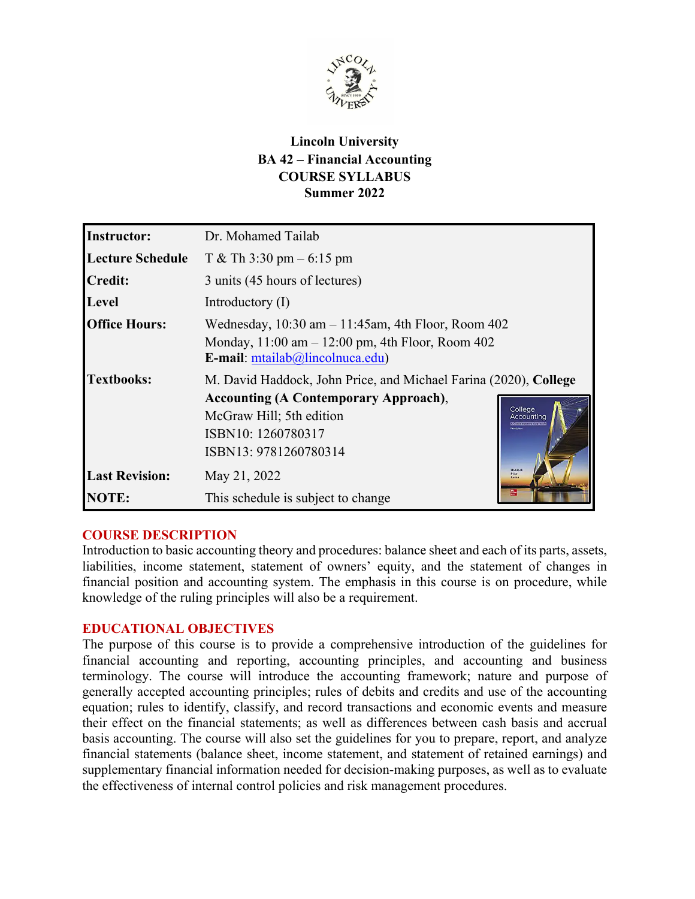**Lincoln University**
**BA 42 – Financial Accounting**
**COURSE SYLLABUS**
**Summer 2022**

| | |
|---|---|
| **Instructor:** | Dr. Mohamed Tailab |
| **Lecture Schedule** | T & Th 3:30 pm – 6:15 pm |
| **Credit:** | 3 units (45 hours of lectures) |
| **Level** | Introductory (I) |
| **Office Hours:** | Wednesday, 10:30 am – 11:45am, 4th Floor, Room 402<br>Monday, 11:00 am – 12:00 pm, 4th Floor, Room 402<br>**E-mail**: mtailab@lincolnuca.edu) |
| **Textbooks:** | M. David Haddock, John Price, and Michael Farina (2020), **College Accounting (A Contemporary Approach)**, McGraw Hill; 5th edition<br>ISBN10: 1260780317<br>ISBN13: 9781260780314 |
| **Last Revision:** | May 21, 2022 |
| **NOTE:** | This schedule is subject to change |

## COURSE DESCRIPTION

Introduction to basic accounting theory and procedures: balance sheet and each of its parts, assets, liabilities, income statement, statement of owners' equity, and the statement of changes in financial position and accounting system. The emphasis in this course is on procedure, while knowledge of the ruling principles will also be a requirement.

## EDUCATIONAL OBJECTIVES

The purpose of this course is to provide a comprehensive introduction of the guidelines for financial accounting and reporting, accounting principles, and accounting and business terminology. The course will introduce the accounting framework; nature and purpose of generally accepted accounting principles; rules of debits and credits and use of the accounting equation; rules to identify, classify, and record transactions and economic events and measure their effect on the financial statements; as well as differences between cash basis and accrual basis accounting. The course will also set the guidelines for you to prepare, report, and analyze financial statements (balance sheet, income statement, and statement of retained earnings) and supplementary financial information needed for decision-making purposes, as well as to evaluate the effectiveness of internal control policies and risk management procedures.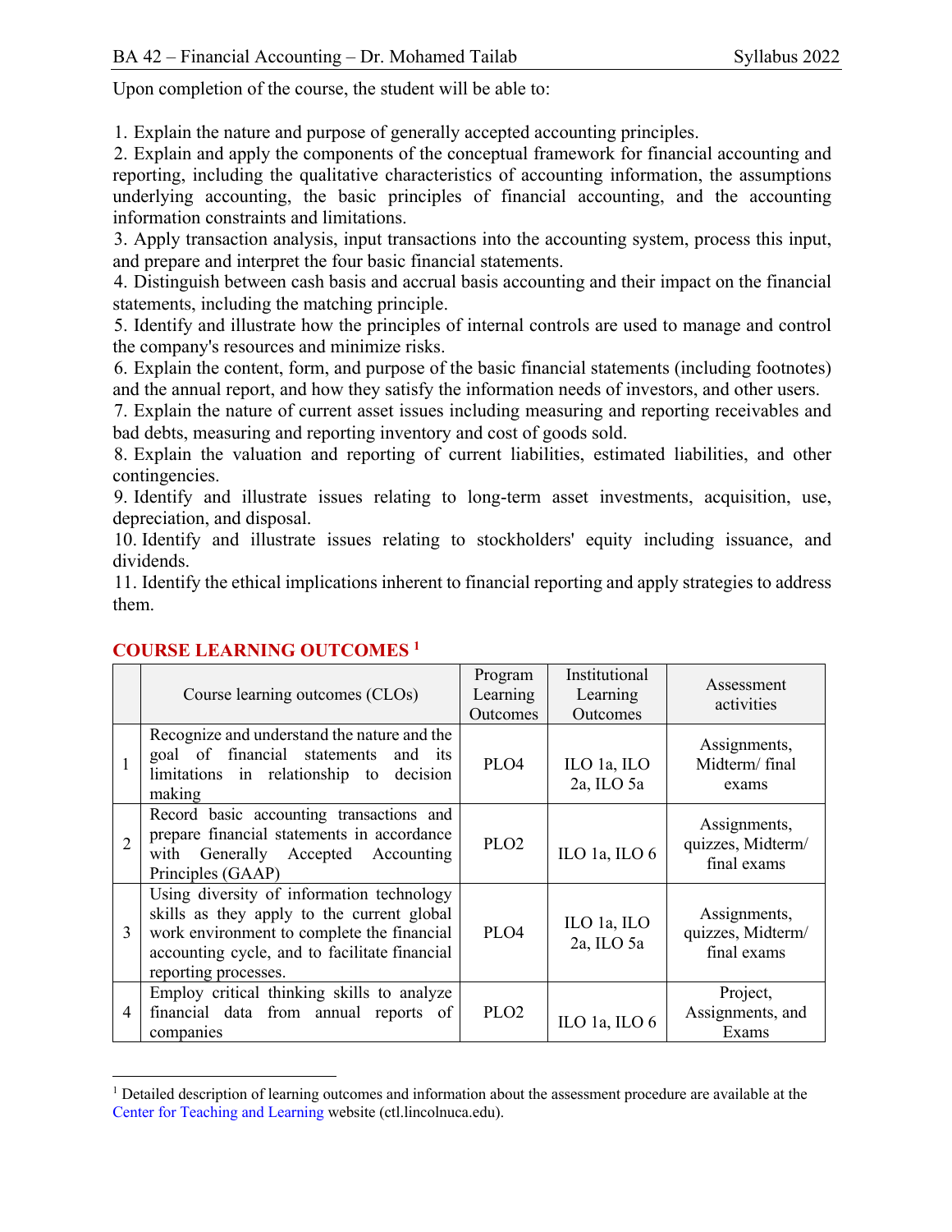Upon completion of the course, the student will be able to:

1. Explain the nature and purpose of generally accepted accounting principles.
2. Explain and apply the components of the conceptual framework for financial accounting and reporting, including the qualitative characteristics of accounting information, the assumptions underlying accounting, the basic principles of financial accounting, and the accounting information constraints and limitations.
3. Apply transaction analysis, input transactions into the accounting system, process this input, and prepare and interpret the four basic financial statements.
4. Distinguish between cash basis and accrual basis accounting and their impact on the financial statements, including the matching principle.
5. Identify and illustrate how the principles of internal controls are used to manage and control the company's resources and minimize risks.
6. Explain the content, form, and purpose of the basic financial statements (including footnotes) and the annual report, and how they satisfy the information needs of investors, and other users.
7. Explain the nature of current asset issues including measuring and reporting receivables and bad debts, measuring and reporting inventory and cost of goods sold.
8. Explain the valuation and reporting of current liabilities, estimated liabilities, and other contingencies.
9. Identify and illustrate issues relating to long-term asset investments, acquisition, use, depreciation, and disposal.
10. Identify and illustrate issues relating to stockholders' equity including issuance, and dividends.
11. Identify the ethical implications inherent to financial reporting and apply strategies to address them.

## COURSE LEARNING OUTCOMES [1]

| | Course learning outcomes (CLOs) | Program Learning Outcomes | Institutional Learning Outcomes | Assessment activities |
|---|---|---|---|---|
| 1 | Recognize and understand the nature and the goal of financial statements and its limitations in relationship to decision making | PLO4 | ILO 1a, ILO 2a, ILO 5a | Assignments, Midterm/ final exams |
| 2 | Record basic accounting transactions and prepare financial statements in accordance with Generally Accepted Accounting Principles (GAAP) | PLO2 | ILO 1a, ILO 6 | Assignments, quizzes, Midterm/ final exams |
| 3 | Using diversity of information technology skills as they apply to the current global work environment to complete the financial accounting cycle, and to facilitate financial reporting processes. | PLO4 | ILO 1a, ILO 2a, ILO 5a | Assignments, quizzes, Midterm/ final exams |
| 4 | Employ critical thinking skills to analyze financial data from annual reports of companies | PLO2 | ILO 1a, ILO 6 | Project, Assignments, and Exams |

[1] Detailed description of learning outcomes and information about the assessment procedure are available at the Center for Teaching and Learning website (ctl.lincolnuca.edu).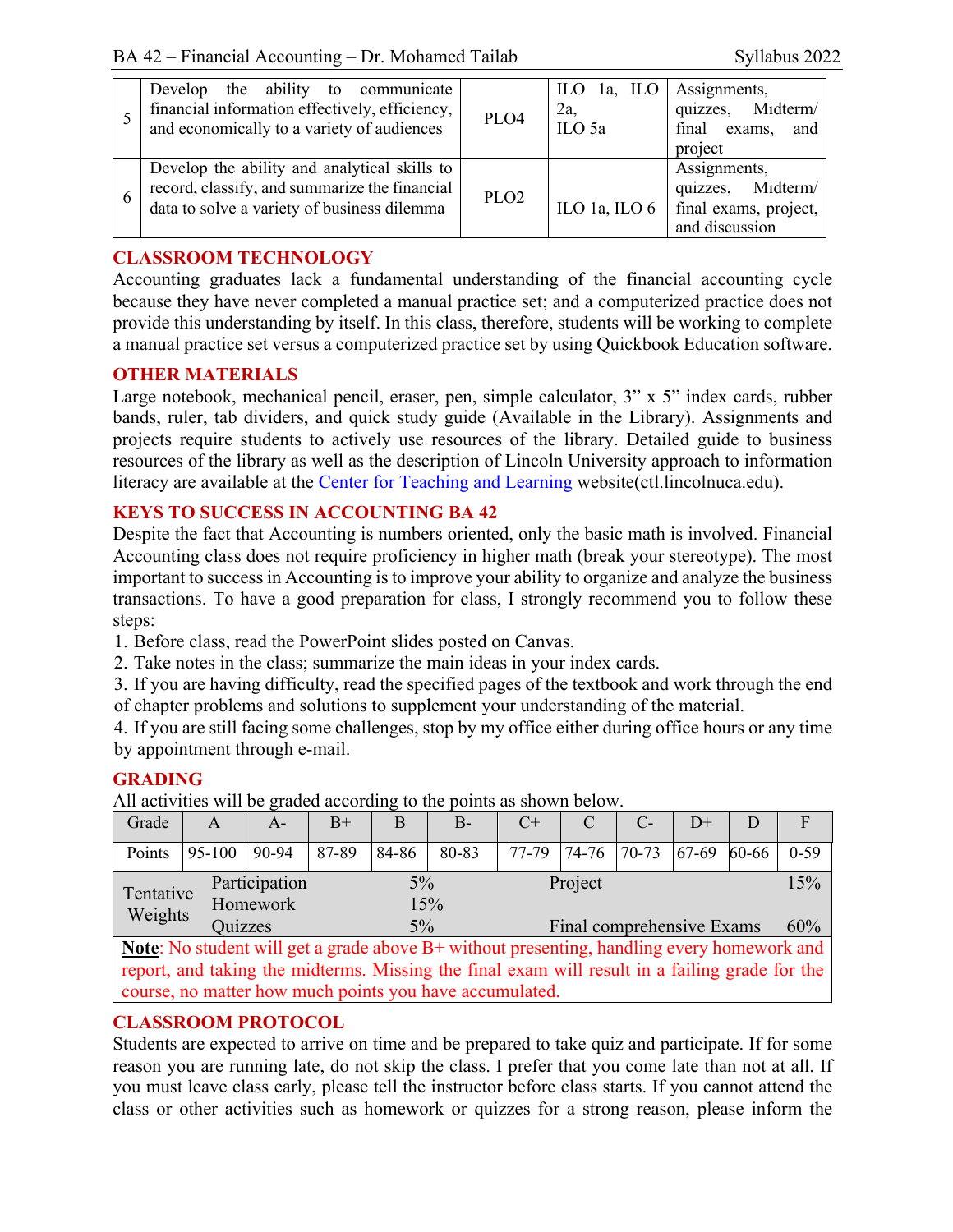| | | | | |
|---|---|---|---|---|
| 5 | Develop the ability to communicate financial information effectively, efficiency, and economically to a variety of audiences | PLO4 | ILO 1a, ILO 2a, ILO 5a | Assignments, quizzes, Midterm/ final exams, and project |
| 6 | Develop the ability and analytical skills to record, classify, and summarize the financial data to solve a variety of business dilemma | PLO2 | ILO 1a, ILO 6 | Assignments, quizzes, Midterm/ final exams, project, and discussion |

## CLASSROOM TECHNOLOGY

Accounting graduates lack a fundamental understanding of the financial accounting cycle because they have never completed a manual practice set; and a computerized practice does not provide this understanding by itself. In this class, therefore, students will be working to complete a manual practice set versus a computerized practice set by using Quickbook Education software.

## OTHER MATERIALS

Large notebook, mechanical pencil, eraser, pen, simple calculator, 3" x 5" index cards, rubber bands, ruler, tab dividers, and quick study guide (Available in the Library). Assignments and projects require students to actively use resources of the library. Detailed guide to business resources of the library as well as the description of Lincoln University approach to information literacy are available at the Center for Teaching and Learning website(ctl.lincolnuca.edu).

## KEYS TO SUCCESS IN ACCOUNTING BA 42

Despite the fact that Accounting is numbers oriented, only the basic math is involved. Financial Accounting class does not require proficiency in higher math (break your stereotype). The most important to success in Accounting is to improve your ability to organize and analyze the business transactions. To have a good preparation for class, I strongly recommend you to follow these steps:

1. Before class, read the PowerPoint slides posted on Canvas.
2. Take notes in the class; summarize the main ideas in your index cards.
3. If you are having difficulty, read the specified pages of the textbook and work through the end of chapter problems and solutions to supplement your understanding of the material.
4. If you are still facing some challenges, stop by my office either during office hours or any time by appointment through e-mail.

## GRADING

All activities will be graded according to the points as shown below.

| Grade | A | A- | B+ | B | B- | C+ | C | C- | D+ | D | F |
|---|---|---|---|---|---|---|---|---|---|---|---|
| Points | 95-100 | 90-94 | 87-89 | 84-86 | 80-83 | 77-79 | 74-76 | 70-73 | 67-69 | 60-66 | 0-59 |

| Tentative Weights | | | | |
|---|---|---|---|---|
| | Participation | 5% | Project | 15% |
| | Homework | 15% | | |
| | Quizzes | 5% | Final comprehensive Exams | 60% |

**Note**: No student will get a grade above B+ without presenting, handling every homework and report, and taking the midterms. Missing the final exam will result in a failing grade for the course, no matter how much points you have accumulated.

## CLASSROOM PROTOCOL

Students are expected to arrive on time and be prepared to take quiz and participate. If for some reason you are running late, do not skip the class. I prefer that you come late than not at all. If you must leave class early, please tell the instructor before class starts. If you cannot attend the class or other activities such as homework or quizzes for a strong reason, please inform the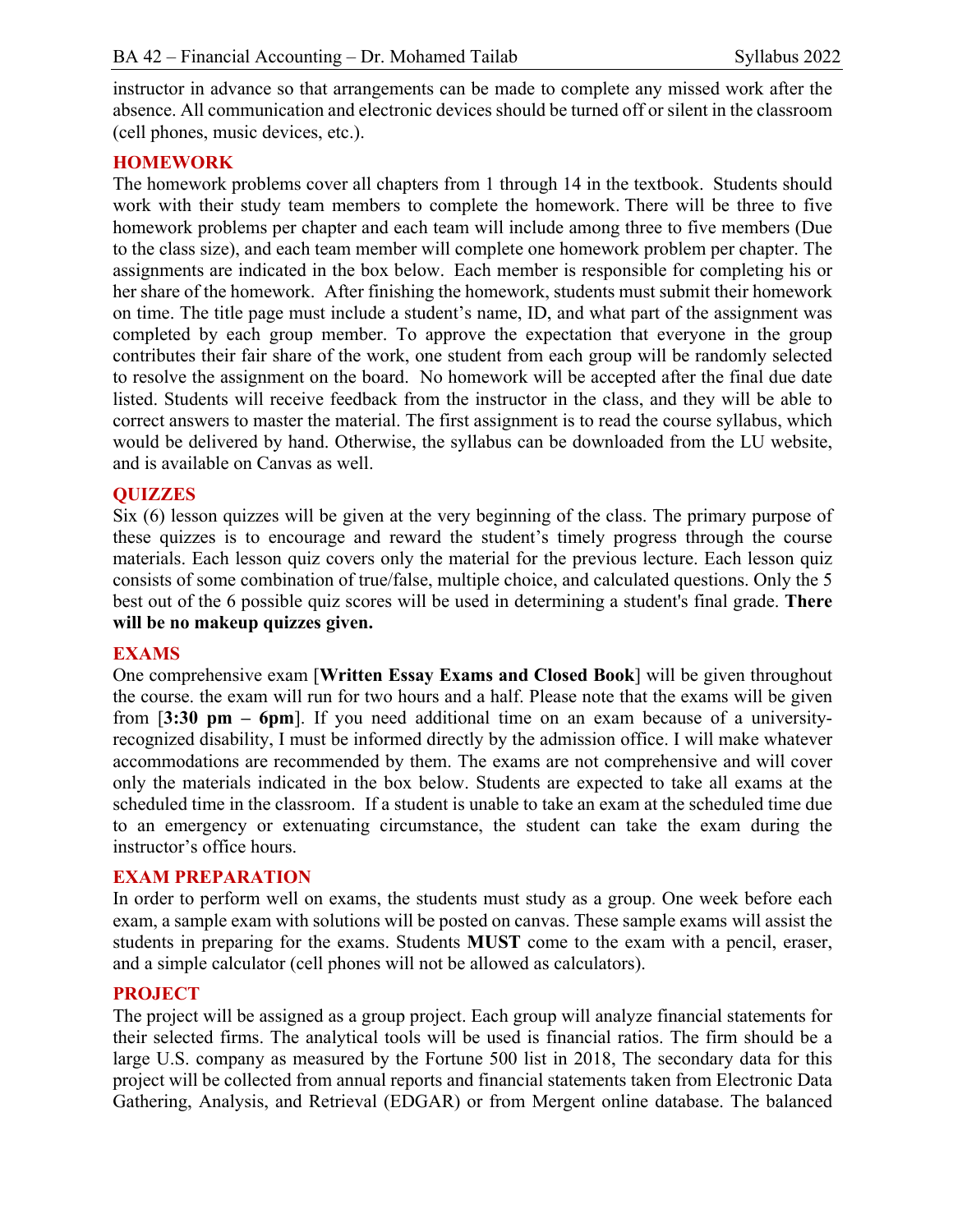instructor in advance so that arrangements can be made to complete any missed work after the absence. All communication and electronic devices should be turned off or silent in the classroom (cell phones, music devices, etc.).

## HOMEWORK

The homework problems cover all chapters from 1 through 14 in the textbook. Students should work with their study team members to complete the homework. There will be three to five homework problems per chapter and each team will include among three to five members (Due to the class size), and each team member will complete one homework problem per chapter. The assignments are indicated in the box below. Each member is responsible for completing his or her share of the homework. After finishing the homework, students must submit their homework on time. The title page must include a student's name, ID, and what part of the assignment was completed by each group member. To approve the expectation that everyone in the group contributes their fair share of the work, one student from each group will be randomly selected to resolve the assignment on the board. No homework will be accepted after the final due date listed. Students will receive feedback from the instructor in the class, and they will be able to correct answers to master the material. The first assignment is to read the course syllabus, which would be delivered by hand. Otherwise, the syllabus can be downloaded from the LU website, and is available on Canvas as well.

## QUIZZES

Six (6) lesson quizzes will be given at the very beginning of the class. The primary purpose of these quizzes is to encourage and reward the student's timely progress through the course materials. Each lesson quiz covers only the material for the previous lecture. Each lesson quiz consists of some combination of true/false, multiple choice, and calculated questions. Only the 5 best out of the 6 possible quiz scores will be used in determining a student's final grade. **There will be no makeup quizzes given.**

## EXAMS

One comprehensive exam [**Written Essay Exams and Closed Book**] will be given throughout the course. the exam will run for two hours and a half. Please note that the exams will be given from [**3:30 pm – 6pm**]. If you need additional time on an exam because of a university-recognized disability, I must be informed directly by the admission office. I will make whatever accommodations are recommended by them. The exams are not comprehensive and will cover only the materials indicated in the box below. Students are expected to take all exams at the scheduled time in the classroom. If a student is unable to take an exam at the scheduled time due to an emergency or extenuating circumstance, the student can take the exam during the instructor's office hours.

## EXAM PREPARATION

In order to perform well on exams, the students must study as a group. One week before each exam, a sample exam with solutions will be posted on canvas. These sample exams will assist the students in preparing for the exams. Students **MUST** come to the exam with a pencil, eraser, and a simple calculator (cell phones will not be allowed as calculators).

## PROJECT

The project will be assigned as a group project. Each group will analyze financial statements for their selected firms. The analytical tools will be used is financial ratios. The firm should be a large U.S. company as measured by the Fortune 500 list in 2018, The secondary data for this project will be collected from annual reports and financial statements taken from Electronic Data Gathering, Analysis, and Retrieval (EDGAR) or from Mergent online database. The balanced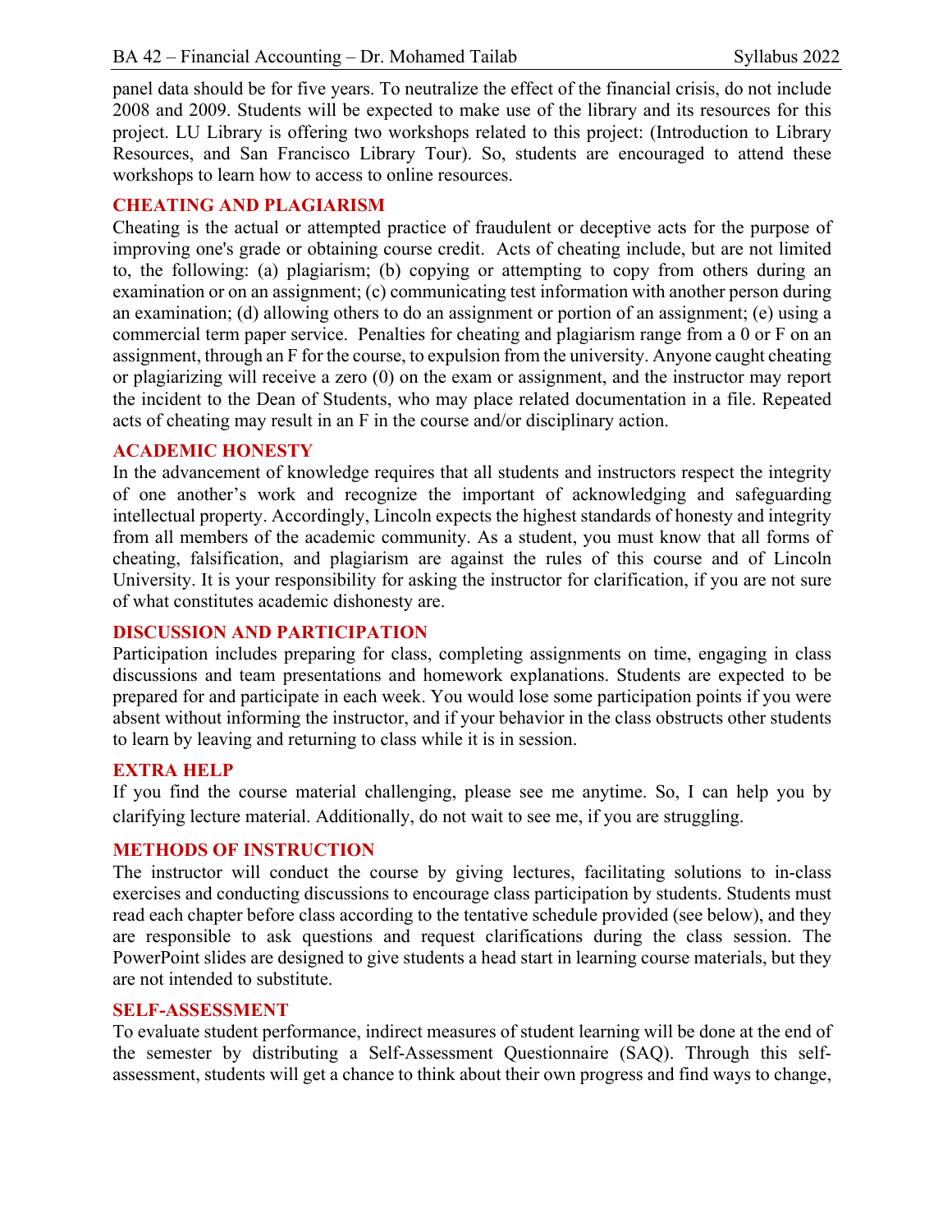panel data should be for five years. To neutralize the effect of the financial crisis, do not include 2008 and 2009. Students will be expected to make use of the library and its resources for this project. LU Library is offering two workshops related to this project: (Introduction to Library Resources, and San Francisco Library Tour). So, students are encouraged to attend these workshops to learn how to access to online resources.

## CHEATING AND PLAGIARISM

Cheating is the actual or attempted practice of fraudulent or deceptive acts for the purpose of improving one's grade or obtaining course credit. Acts of cheating include, but are not limited to, the following: (a) plagiarism; (b) copying or attempting to copy from others during an examination or on an assignment; (c) communicating test information with another person during an examination; (d) allowing others to do an assignment or portion of an assignment; (e) using a commercial term paper service. Penalties for cheating and plagiarism range from a 0 or F on an assignment, through an F for the course, to expulsion from the university. Anyone caught cheating or plagiarizing will receive a zero (0) on the exam or assignment, and the instructor may report the incident to the Dean of Students, who may place related documentation in a file. Repeated acts of cheating may result in an F in the course and/or disciplinary action.

## ACADEMIC HONESTY

In the advancement of knowledge requires that all students and instructors respect the integrity of one another's work and recognize the important of acknowledging and safeguarding intellectual property. Accordingly, Lincoln expects the highest standards of honesty and integrity from all members of the academic community. As a student, you must know that all forms of cheating, falsification, and plagiarism are against the rules of this course and of Lincoln University. It is your responsibility for asking the instructor for clarification, if you are not sure of what constitutes academic dishonesty are.

## DISCUSSION AND PARTICIPATION

Participation includes preparing for class, completing assignments on time, engaging in class discussions and team presentations and homework explanations. Students are expected to be prepared for and participate in each week. You would lose some participation points if you were absent without informing the instructor, and if your behavior in the class obstructs other students to learn by leaving and returning to class while it is in session.

## EXTRA HELP

If you find the course material challenging, please see me anytime. So, I can help you by clarifying lecture material. Additionally, do not wait to see me, if you are struggling.

## METHODS OF INSTRUCTION

The instructor will conduct the course by giving lectures, facilitating solutions to in-class exercises and conducting discussions to encourage class participation by students. Students must read each chapter before class according to the tentative schedule provided (see below), and they are responsible to ask questions and request clarifications during the class session. The PowerPoint slides are designed to give students a head start in learning course materials, but they are not intended to substitute.

## SELF-ASSESSMENT

To evaluate student performance, indirect measures of student learning will be done at the end of the semester by distributing a Self-Assessment Questionnaire (SAQ). Through this self-assessment, students will get a chance to think about their own progress and find ways to change,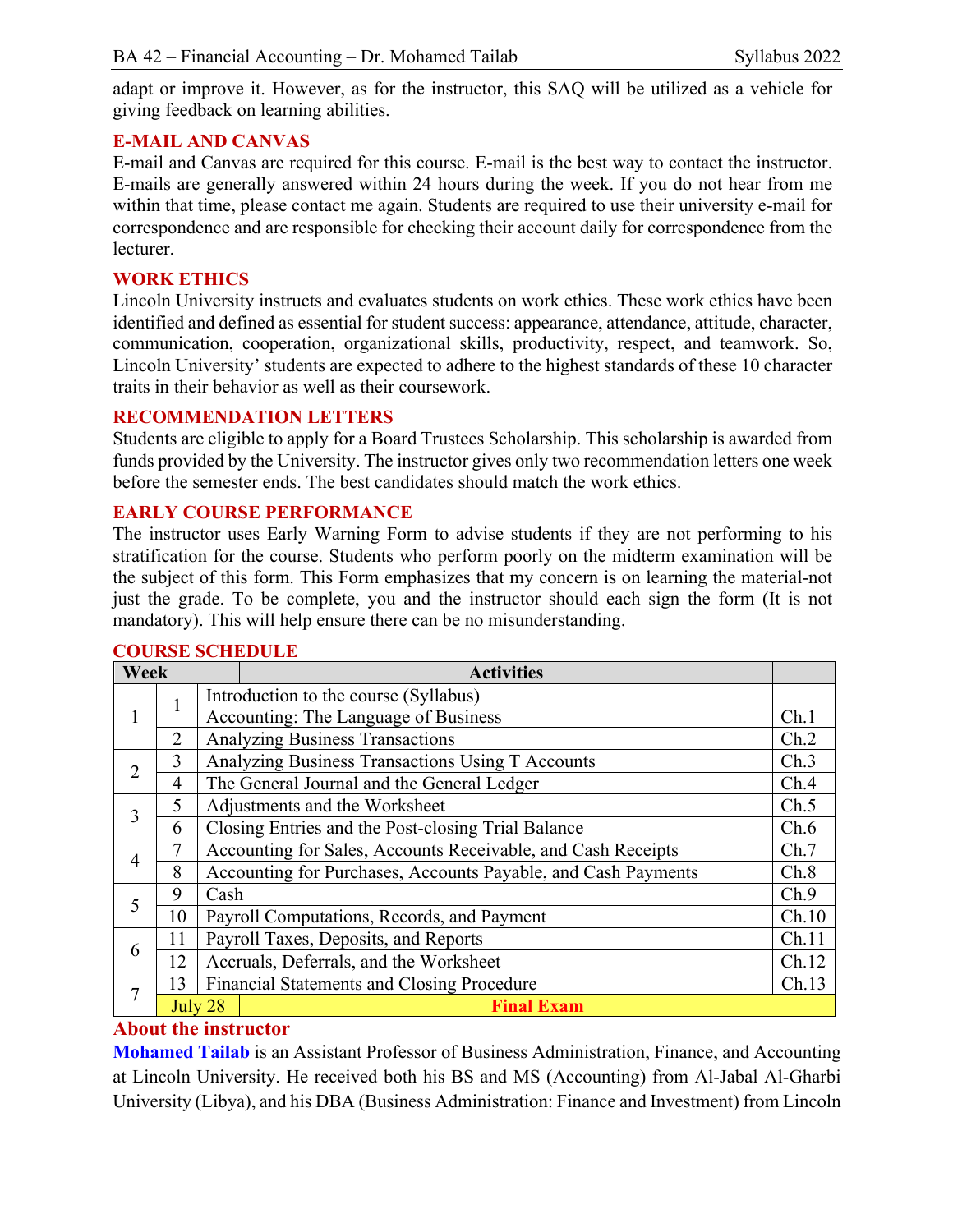adapt or improve it. However, as for the instructor, this SAQ will be utilized as a vehicle for giving feedback on learning abilities.

### E-MAIL AND CANVAS

E-mail and Canvas are required for this course. E-mail is the best way to contact the instructor. E-mails are generally answered within 24 hours during the week. If you do not hear from me within that time, please contact me again. Students are required to use their university e-mail for correspondence and are responsible for checking their account daily for correspondence from the lecturer.

### WORK ETHICS

Lincoln University instructs and evaluates students on work ethics. These work ethics have been identified and defined as essential for student success: appearance, attendance, attitude, character, communication, cooperation, organizational skills, productivity, respect, and teamwork. So, Lincoln University' students are expected to adhere to the highest standards of these 10 character traits in their behavior as well as their coursework.

### RECOMMENDATION LETTERS

Students are eligible to apply for a Board Trustees Scholarship. This scholarship is awarded from funds provided by the University. The instructor gives only two recommendation letters one week before the semester ends. The best candidates should match the work ethics.

### EARLY COURSE PERFORMANCE

The instructor uses Early Warning Form to advise students if they are not performing to his stratification for the course. Students who perform poorly on the midterm examination will be the subject of this form. This Form emphasizes that my concern is on learning the material-not just the grade. To be complete, you and the instructor should each sign the form (It is not mandatory). This will help ensure there can be no misunderstanding.

### COURSE SCHEDULE

| Week | | Activities | |
|---|---|---|---|
| 1 | 1 | Introduction to the course (Syllabus)<br>Accounting: The Language of Business | Ch.1 |
| | 2 | Analyzing Business Transactions | Ch.2 |
| 2 | 3 | Analyzing Business Transactions Using T Accounts | Ch.3 |
| | 4 | The General Journal and the General Ledger | Ch.4 |
| 3 | 5 | Adjustments and the Worksheet | Ch.5 |
| | 6 | Closing Entries and the Post-closing Trial Balance | Ch.6 |
| 4 | 7 | Accounting for Sales, Accounts Receivable, and Cash Receipts | Ch.7 |
| | 8 | Accounting for Purchases, Accounts Payable, and Cash Payments | Ch.8 |
| 5 | 9 | Cash | Ch.9 |
| | 10 | Payroll Computations, Records, and Payment | Ch.10 |
| 6 | 11 | Payroll Taxes, Deposits, and Reports | Ch.11 |
| | 12 | Accruals, Deferrals, and the Worksheet | Ch.12 |
| 7 | 13 | Financial Statements and Closing Procedure | Ch.13 |
| | July 28 | **Final Exam** | |

### About the instructor

**Mohamed Tailab** is an Assistant Professor of Business Administration, Finance, and Accounting at Lincoln University. He received both his BS and MS (Accounting) from Al-Jabal Al-Gharbi University (Libya), and his DBA (Business Administration: Finance and Investment) from Lincoln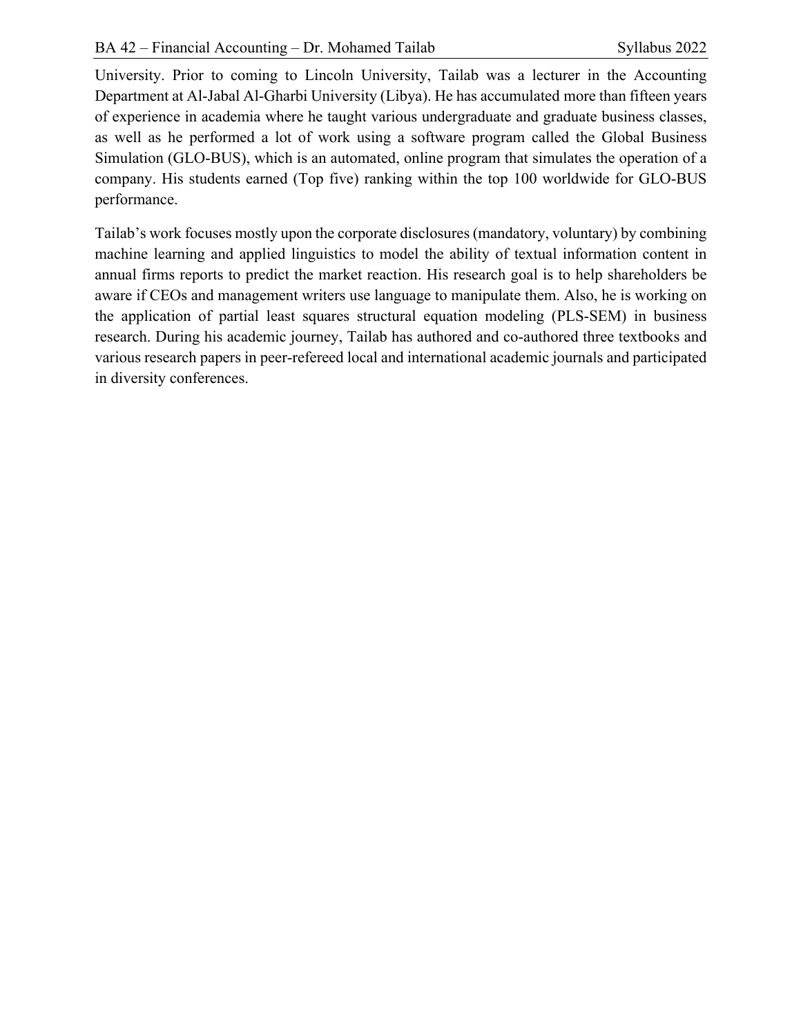University. Prior to coming to Lincoln University, Tailab was a lecturer in the Accounting Department at Al-Jabal Al-Gharbi University (Libya). He has accumulated more than fifteen years of experience in academia where he taught various undergraduate and graduate business classes, as well as he performed a lot of work using a software program called the Global Business Simulation (GLO-BUS), which is an automated, online program that simulates the operation of a company. His students earned (Top five) ranking within the top 100 worldwide for GLO-BUS performance.

Tailab's work focuses mostly upon the corporate disclosures (mandatory, voluntary) by combining machine learning and applied linguistics to model the ability of textual information content in annual firms reports to predict the market reaction. His research goal is to help shareholders be aware if CEOs and management writers use language to manipulate them. Also, he is working on the application of partial least squares structural equation modeling (PLS-SEM) in business research. During his academic journey, Tailab has authored and co-authored three textbooks and various research papers in peer-refereed local and international academic journals and participated in diversity conferences.